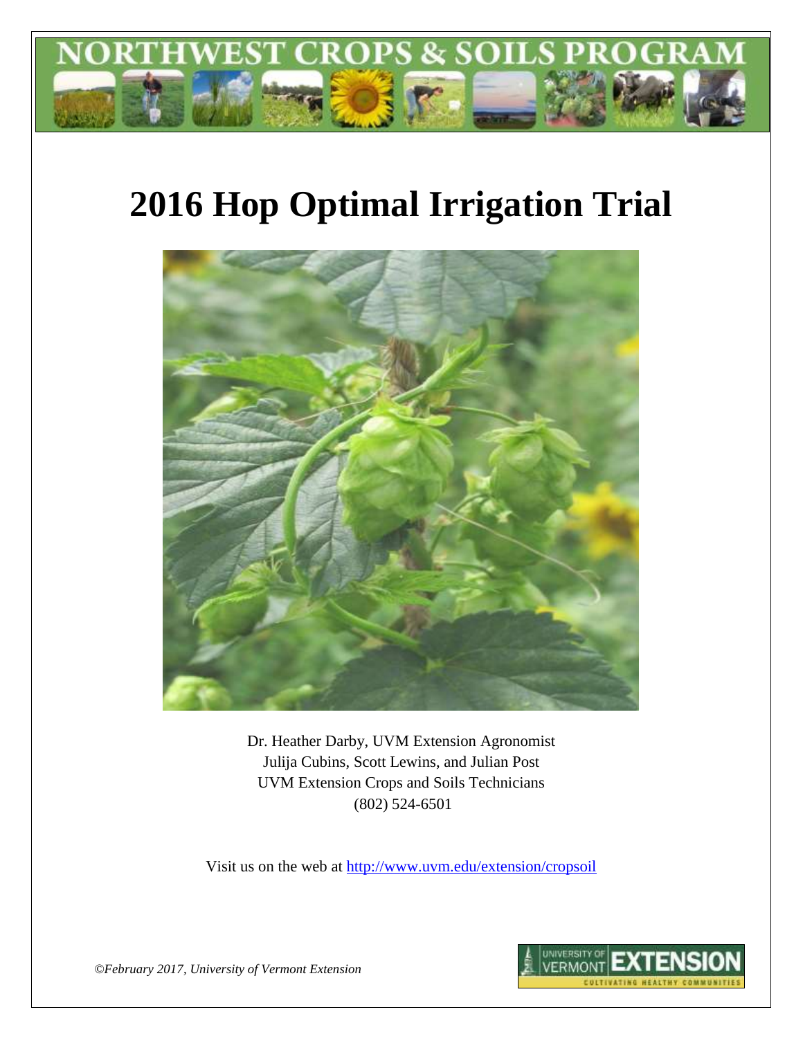NORTHWEST CROPS & SOILS PROGRAM

# 2016 Hop Optimal Irrigation Trial

Dr. Heather Darby, UVM Extension Agronomist
Julija Cubins, Scott Lewins, and Julian Post
UVM Extension Crops and Soils Technicians
(802) 524-6501

Visit us on the web at http://www.uvm.edu/extension/cropsoil

*©February 2017, University of Vermont Extension*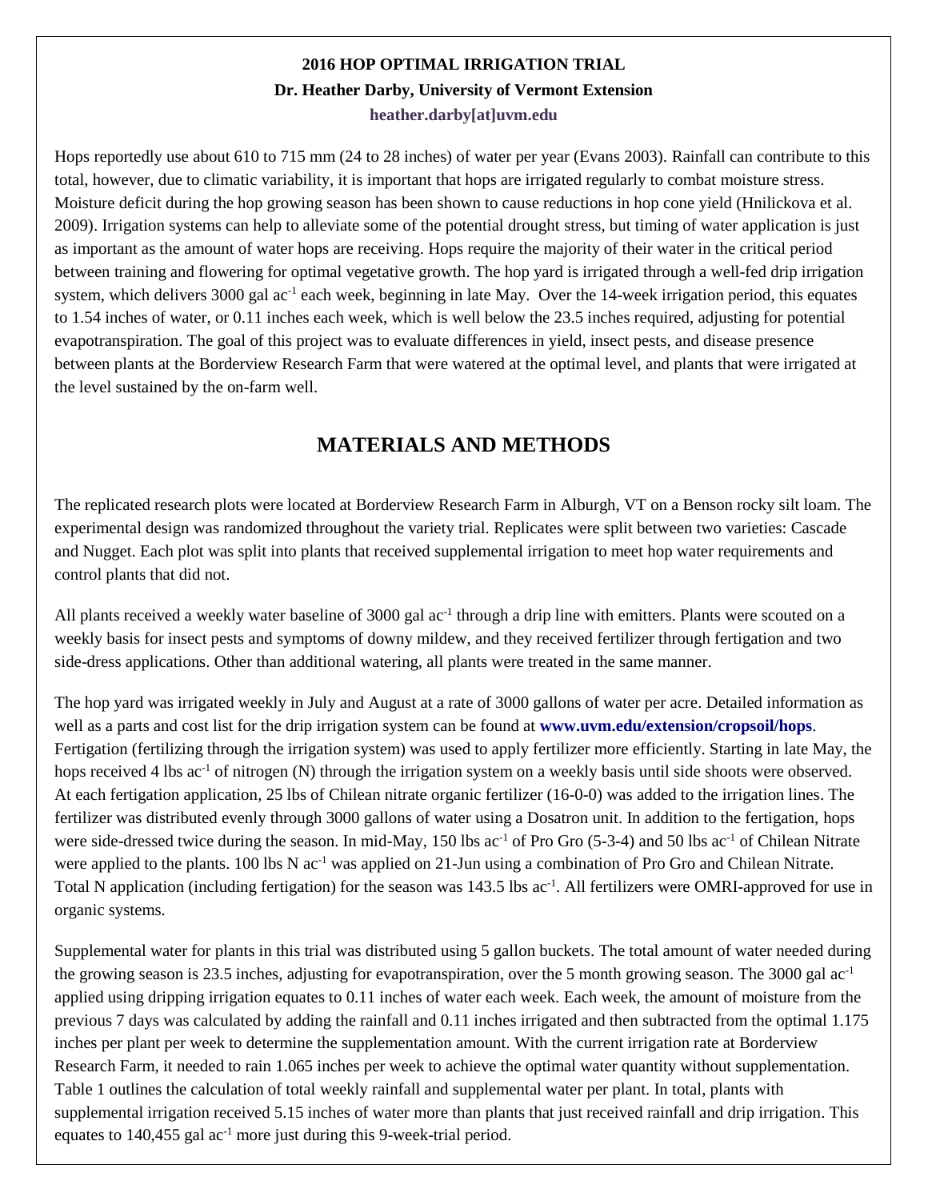**2016 HOP OPTIMAL IRRIGATION TRIAL**
**Dr. Heather Darby, University of Vermont Extension**
**heather.darby[at]uvm.edu**

Hops reportedly use about 610 to 715 mm (24 to 28 inches) of water per year (Evans 2003). Rainfall can contribute to this total, however, due to climatic variability, it is important that hops are irrigated regularly to combat moisture stress. Moisture deficit during the hop growing season has been shown to cause reductions in hop cone yield (Hnilickova et al. 2009). Irrigation systems can help to alleviate some of the potential drought stress, but timing of water application is just as important as the amount of water hops are receiving. Hops require the majority of their water in the critical period between training and flowering for optimal vegetative growth. The hop yard is irrigated through a well-fed drip irrigation system, which delivers 3000 gal ac$^{-1}$ each week, beginning in late May. Over the 14-week irrigation period, this equates to 1.54 inches of water, or 0.11 inches each week, which is well below the 23.5 inches required, adjusting for potential evapotranspiration. The goal of this project was to evaluate differences in yield, insect pests, and disease presence between plants at the Borderview Research Farm that were watered at the optimal level, and plants that were irrigated at the level sustained by the on-farm well.

## MATERIALS AND METHODS

The replicated research plots were located at Borderview Research Farm in Alburgh, VT on a Benson rocky silt loam. The experimental design was randomized throughout the variety trial. Replicates were split between two varieties: Cascade and Nugget. Each plot was split into plants that received supplemental irrigation to meet hop water requirements and control plants that did not.

All plants received a weekly water baseline of 3000 gal ac$^{-1}$ through a drip line with emitters. Plants were scouted on a weekly basis for insect pests and symptoms of downy mildew, and they received fertilizer through fertigation and two side-dress applications. Other than additional watering, all plants were treated in the same manner.

The hop yard was irrigated weekly in July and August at a rate of 3000 gallons of water per acre. Detailed information as well as a parts and cost list for the drip irrigation system can be found at **www.uvm.edu/extension/cropsoil/hops**. Fertigation (fertilizing through the irrigation system) was used to apply fertilizer more efficiently. Starting in late May, the hops received 4 lbs ac$^{-1}$ of nitrogen (N) through the irrigation system on a weekly basis until side shoots were observed. At each fertigation application, 25 lbs of Chilean nitrate organic fertilizer (16-0-0) was added to the irrigation lines. The fertilizer was distributed evenly through 3000 gallons of water using a Dosatron unit. In addition to the fertigation, hops were side-dressed twice during the season. In mid-May, 150 lbs ac$^{-1}$ of Pro Gro (5-3-4) and 50 lbs ac$^{-1}$ of Chilean Nitrate were applied to the plants. 100 lbs N ac$^{-1}$ was applied on 21-Jun using a combination of Pro Gro and Chilean Nitrate. Total N application (including fertigation) for the season was 143.5 lbs ac$^{-1}$. All fertilizers were OMRI-approved for use in organic systems.

Supplemental water for plants in this trial was distributed using 5 gallon buckets. The total amount of water needed during the growing season is 23.5 inches, adjusting for evapotranspiration, over the 5 month growing season. The 3000 gal ac$^{-1}$ applied using dripping irrigation equates to 0.11 inches of water each week. Each week, the amount of moisture from the previous 7 days was calculated by adding the rainfall and 0.11 inches irrigated and then subtracted from the optimal 1.175 inches per plant per week to determine the supplementation amount. With the current irrigation rate at Borderview Research Farm, it needed to rain 1.065 inches per week to achieve the optimal water quantity without supplementation. Table 1 outlines the calculation of total weekly rainfall and supplemental water per plant. In total, plants with supplemental irrigation received 5.15 inches of water more than plants that just received rainfall and drip irrigation. This equates to 140,455 gal ac$^{-1}$ more just during this 9-week-trial period.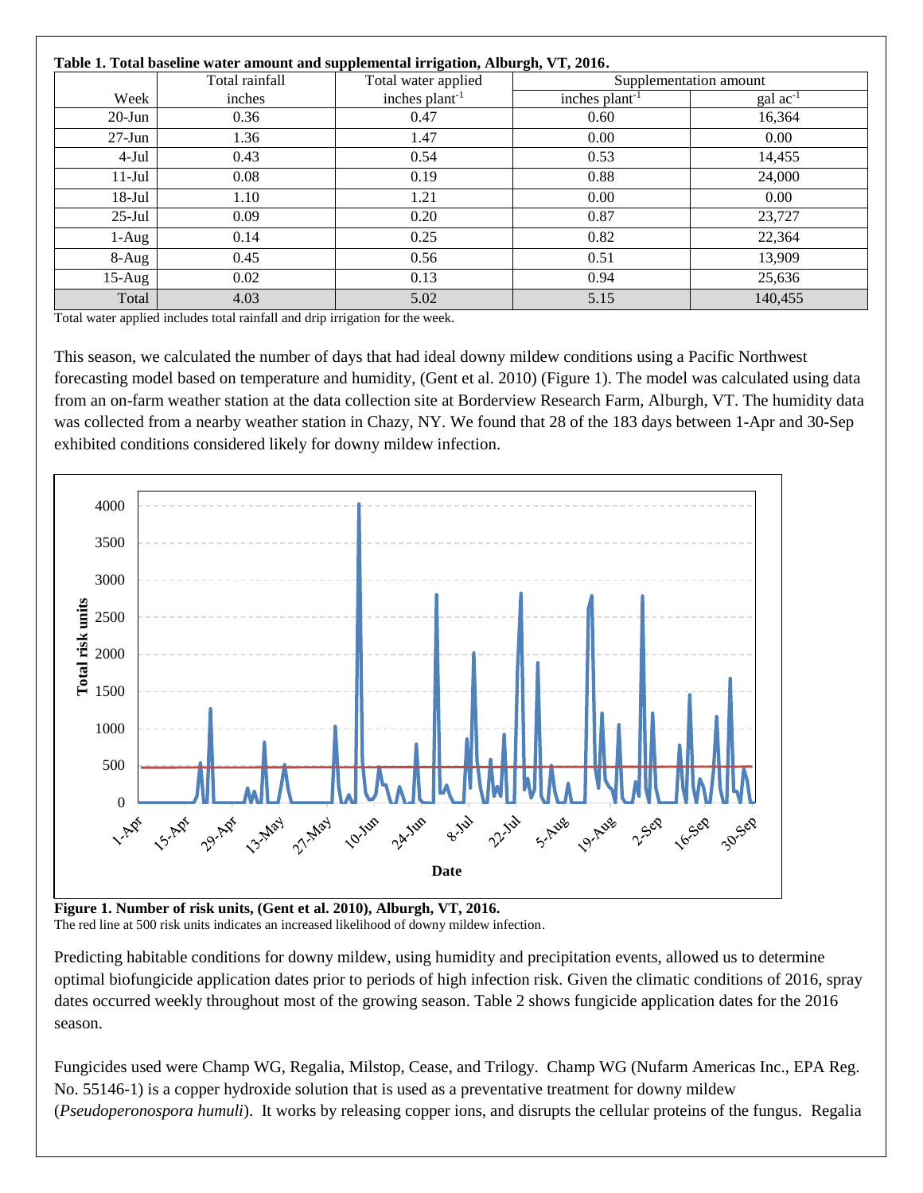**Table 1. Total baseline water amount and supplemental irrigation, Alburgh, VT, 2016.**

| Week | Total rainfall inches | Total water applied inches plant$^{-1}$ | Supplementation amount inches plant$^{-1}$ | Supplementation amount gal ac$^{-1}$ |
|---|---|---|---|---|
| 20-Jun | 0.36 | 0.47 | 0.60 | 16,364 |
| 27-Jun | 1.36 | 1.47 | 0.00 | 0.00 |
| 4-Jul | 0.43 | 0.54 | 0.53 | 14,455 |
| 11-Jul | 0.08 | 0.19 | 0.88 | 24,000 |
| 18-Jul | 1.10 | 1.21 | 0.00 | 0.00 |
| 25-Jul | 0.09 | 0.20 | 0.87 | 23,727 |
| 1-Aug | 0.14 | 0.25 | 0.82 | 22,364 |
| 8-Aug | 0.45 | 0.56 | 0.51 | 13,909 |
| 15-Aug | 0.02 | 0.13 | 0.94 | 25,636 |
| Total | 4.03 | 5.02 | 5.15 | 140,455 |

Total water applied includes total rainfall and drip irrigation for the week.

This season, we calculated the number of days that had ideal downy mildew conditions using a Pacific Northwest forecasting model based on temperature and humidity, (Gent et al. 2010) (Figure 1). The model was calculated using data from an on-farm weather station at the data collection site at Borderview Research Farm, Alburgh, VT. The humidity data was collected from a nearby weather station in Chazy, NY. We found that 28 of the 183 days between 1-Apr and 30-Sep exhibited conditions considered likely for downy mildew infection.

**Figure 1. Number of risk units, (Gent et al. 2010), Alburgh, VT, 2016.**
The red line at 500 risk units indicates an increased likelihood of downy mildew infection.

Predicting habitable conditions for downy mildew, using humidity and precipitation events, allowed us to determine optimal biofungicide application dates prior to periods of high infection risk. Given the climatic conditions of 2016, spray dates occurred weekly throughout most of the growing season. Table 2 shows fungicide application dates for the 2016 season.

Fungicides used were Champ WG, Regalia, Milstop, Cease, and Trilogy. Champ WG (Nufarm Americas Inc., EPA Reg. No. 55146-1) is a copper hydroxide solution that is used as a preventative treatment for downy mildew (*Pseudoperonospora humuli*). It works by releasing copper ions, and disrupts the cellular proteins of the fungus. Regalia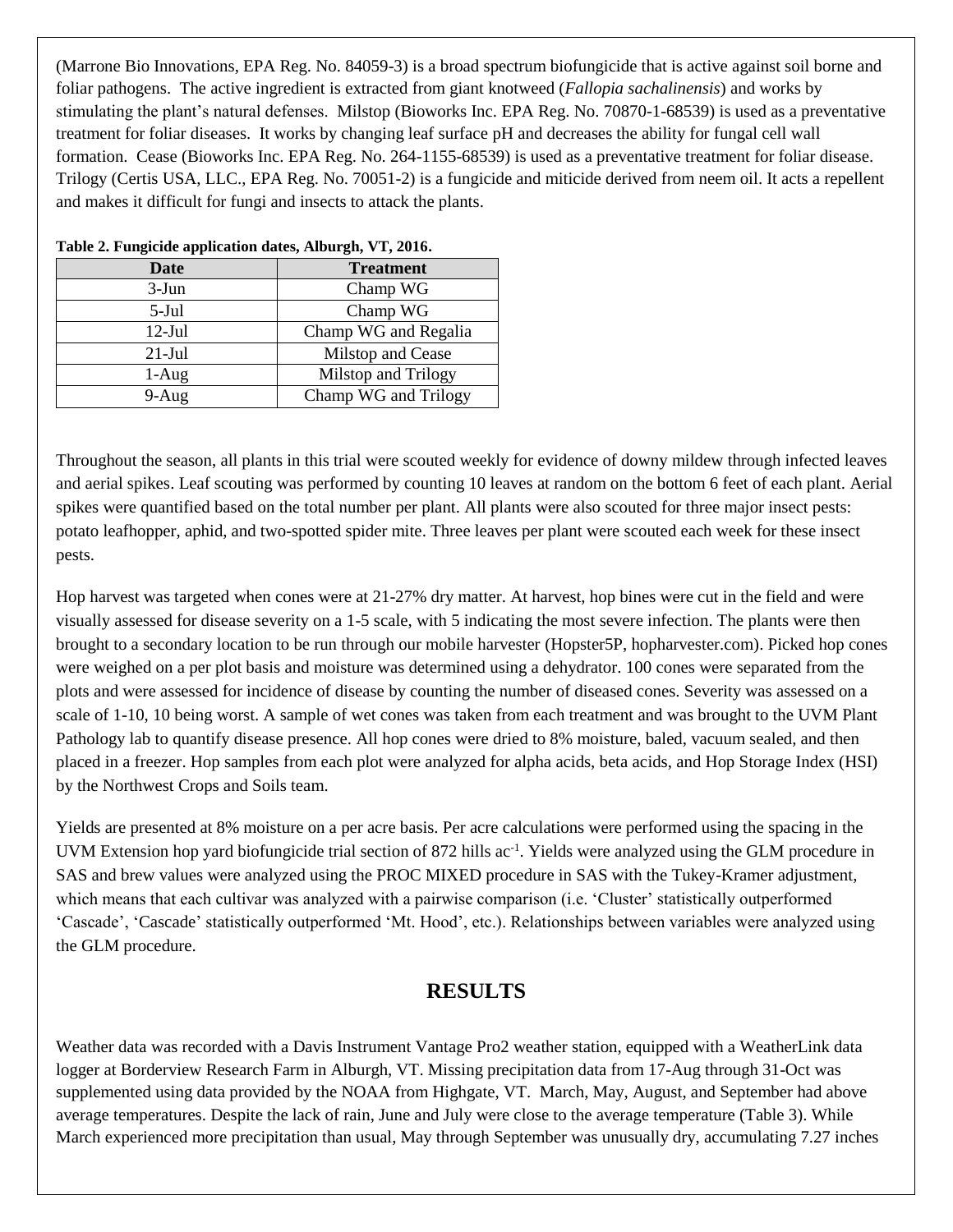(Marrone Bio Innovations, EPA Reg. No. 84059-3) is a broad spectrum biofungicide that is active against soil borne and foliar pathogens. The active ingredient is extracted from giant knotweed (*Fallopia sachalinensis*) and works by stimulating the plant's natural defenses. Milstop (Bioworks Inc. EPA Reg. No. 70870-1-68539) is used as a preventative treatment for foliar diseases. It works by changing leaf surface pH and decreases the ability for fungal cell wall formation. Cease (Bioworks Inc. EPA Reg. No. 264-1155-68539) is used as a preventative treatment for foliar disease. Trilogy (Certis USA, LLC., EPA Reg. No. 70051-2) is a fungicide and miticide derived from neem oil. It acts a repellent and makes it difficult for fungi and insects to attack the plants.

**Table 2. Fungicide application dates, Alburgh, VT, 2016.**

| Date | Treatment |
|---|---|
| 3-Jun | Champ WG |
| 5-Jul | Champ WG |
| 12-Jul | Champ WG and Regalia |
| 21-Jul | Milstop and Cease |
| 1-Aug | Milstop and Trilogy |
| 9-Aug | Champ WG and Trilogy |

Throughout the season, all plants in this trial were scouted weekly for evidence of downy mildew through infected leaves and aerial spikes. Leaf scouting was performed by counting 10 leaves at random on the bottom 6 feet of each plant. Aerial spikes were quantified based on the total number per plant. All plants were also scouted for three major insect pests: potato leafhopper, aphid, and two-spotted spider mite. Three leaves per plant were scouted each week for these insect pests.

Hop harvest was targeted when cones were at 21-27% dry matter. At harvest, hop bines were cut in the field and were visually assessed for disease severity on a 1-5 scale, with 5 indicating the most severe infection. The plants were then brought to a secondary location to be run through our mobile harvester (Hopster5P, hopharvester.com). Picked hop cones were weighed on a per plot basis and moisture was determined using a dehydrator. 100 cones were separated from the plots and were assessed for incidence of disease by counting the number of diseased cones. Severity was assessed on a scale of 1-10, 10 being worst. A sample of wet cones was taken from each treatment and was brought to the UVM Plant Pathology lab to quantify disease presence. All hop cones were dried to 8% moisture, baled, vacuum sealed, and then placed in a freezer. Hop samples from each plot were analyzed for alpha acids, beta acids, and Hop Storage Index (HSI) by the Northwest Crops and Soils team.

Yields are presented at 8% moisture on a per acre basis. Per acre calculations were performed using the spacing in the UVM Extension hop yard biofungicide trial section of 872 hills $ac^{-1}$. Yields were analyzed using the GLM procedure in SAS and brew values were analyzed using the PROC MIXED procedure in SAS with the Tukey-Kramer adjustment, which means that each cultivar was analyzed with a pairwise comparison (i.e. 'Cluster' statistically outperformed 'Cascade', 'Cascade' statistically outperformed 'Mt. Hood', etc.). Relationships between variables were analyzed using the GLM procedure.

## RESULTS

Weather data was recorded with a Davis Instrument Vantage Pro2 weather station, equipped with a WeatherLink data logger at Borderview Research Farm in Alburgh, VT. Missing precipitation data from 17-Aug through 31-Oct was supplemented using data provided by the NOAA from Highgate, VT. March, May, August, and September had above average temperatures. Despite the lack of rain, June and July were close to the average temperature (Table 3). While March experienced more precipitation than usual, May through September was unusually dry, accumulating 7.27 inches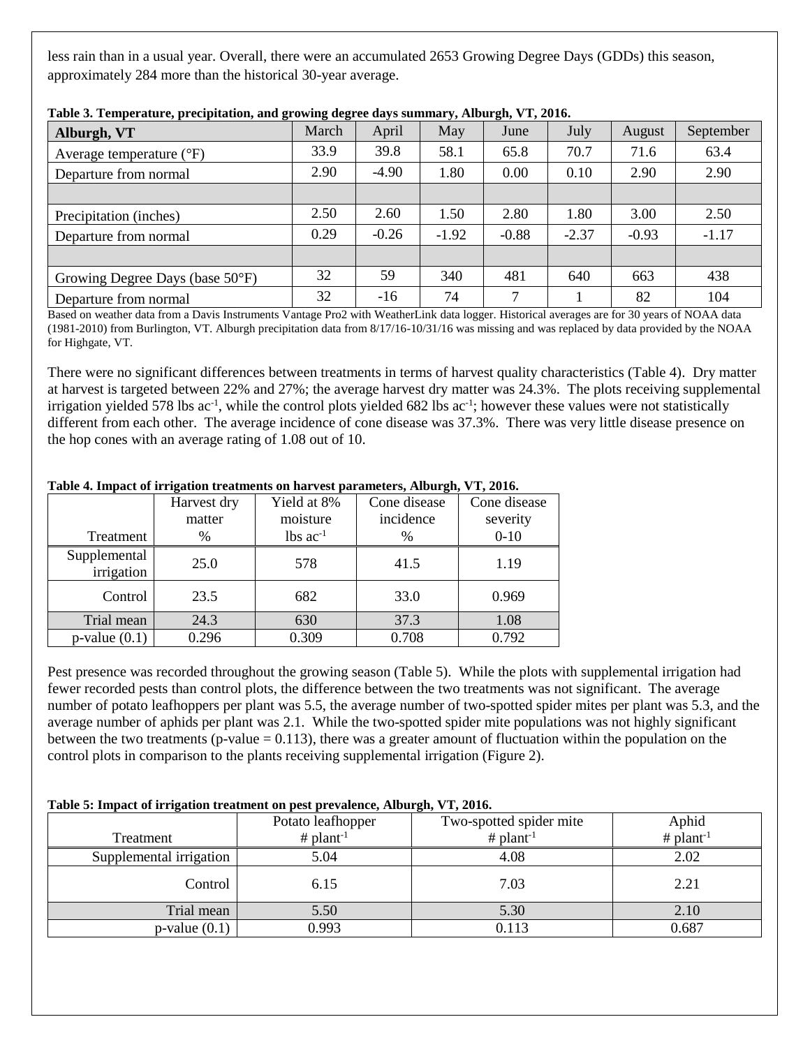less rain than in a usual year. Overall, there were an accumulated 2653 Growing Degree Days (GDDs) this season, approximately 284 more than the historical 30-year average.

**Table 3. Temperature, precipitation, and growing degree days summary, Alburgh, VT, 2016.**

| Alburgh, VT | March | April | May | June | July | August | September |
|---|---|---|---|---|---|---|---|
| Average temperature (°F) | 33.9 | 39.8 | 58.1 | 65.8 | 70.7 | 71.6 | 63.4 |
| Departure from normal | 2.90 | -4.90 | 1.80 | 0.00 | 0.10 | 2.90 | 2.90 |
| | | | | | | | |
| Precipitation (inches) | 2.50 | 2.60 | 1.50 | 2.80 | 1.80 | 3.00 | 2.50 |
| Departure from normal | 0.29 | -0.26 | -1.92 | -0.88 | -2.37 | -0.93 | -1.17 |
| | | | | | | | |
| Growing Degree Days (base 50°F) | 32 | 59 | 340 | 481 | 640 | 663 | 438 |
| Departure from normal | 32 | -16 | 74 | 7 | 1 | 82 | 104 |

Based on weather data from a Davis Instruments Vantage Pro2 with WeatherLink data logger. Historical averages are for 30 years of NOAA data (1981-2010) from Burlington, VT. Alburgh precipitation data from 8/17/16-10/31/16 was missing and was replaced by data provided by the NOAA for Highgate, VT.

There were no significant differences between treatments in terms of harvest quality characteristics (Table 4). Dry matter at harvest is targeted between 22% and 27%; the average harvest dry matter was 24.3%. The plots receiving supplemental irrigation yielded 578 lbs $ac^{-1}$, while the control plots yielded 682 lbs $ac^{-1}$; however these values were not statistically different from each other. The average incidence of cone disease was 37.3%. There was very little disease presence on the hop cones with an average rating of 1.08 out of 10.

**Table 4. Impact of irrigation treatments on harvest parameters, Alburgh, VT, 2016.**

| Treatment | Harvest dry matter % | Yield at 8% moisture lbs $ac^{-1}$ | Cone disease incidence % | Cone disease severity 0-10 |
|---|---|---|---|---|
| Supplemental irrigation | 25.0 | 578 | 41.5 | 1.19 |
| Control | 23.5 | 682 | 33.0 | 0.969 |
| Trial mean | 24.3 | 630 | 37.3 | 1.08 |
| p-value (0.1) | 0.296 | 0.309 | 0.708 | 0.792 |

Pest presence was recorded throughout the growing season (Table 5). While the plots with supplemental irrigation had fewer recorded pests than control plots, the difference between the two treatments was not significant. The average number of potato leafhoppers per plant was 5.5, the average number of two-spotted spider mites per plant was 5.3, and the average number of aphids per plant was 2.1. While the two-spotted spider mite populations was not highly significant between the two treatments (p-value = 0.113), there was a greater amount of fluctuation within the population on the control plots in comparison to the plants receiving supplemental irrigation (Figure 2).

**Table 5: Impact of irrigation treatment on pest prevalence, Alburgh, VT, 2016.**

| Treatment | Potato leafhopper # $plant^{-1}$ | Two-spotted spider mite # $plant^{-1}$ | Aphid # $plant^{-1}$ |
|---|---|---|---|
| Supplemental irrigation | 5.04 | 4.08 | 2.02 |
| Control | 6.15 | 7.03 | 2.21 |
| Trial mean | 5.50 | 5.30 | 2.10 |
| p-value (0.1) | 0.993 | 0.113 | 0.687 |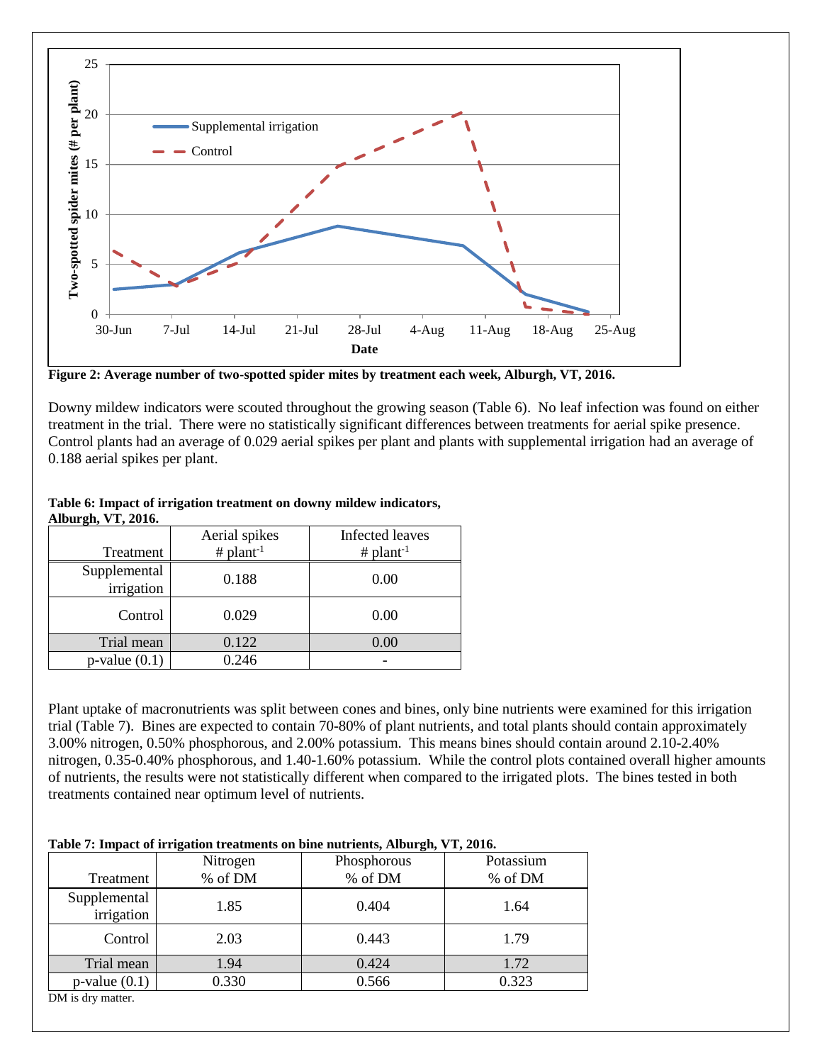**Figure 2: Average number of two-spotted spider mites by treatment each week, Alburgh, VT, 2016.**

Downy mildew indicators were scouted throughout the growing season (Table 6). No leaf infection was found on either treatment in the trial. There were no statistically significant differences between treatments for aerial spike presence. Control plants had an average of 0.029 aerial spikes per plant and plants with supplemental irrigation had an average of 0.188 aerial spikes per plant.

**Table 6: Impact of irrigation treatment on downy mildew indicators, Alburgh, VT, 2016.**

| Treatment | Aerial spikes # plant$^{-1}$ | Infected leaves # plant$^{-1}$ |
|---|---|---|
| Supplemental irrigation | 0.188 | 0.00 |
| Control | 0.029 | 0.00 |
| Trial mean | 0.122 | 0.00 |
| p-value (0.1) | 0.246 | - |

Plant uptake of macronutrients was split between cones and bines, only bine nutrients were examined for this irrigation trial (Table 7). Bines are expected to contain 70-80% of plant nutrients, and total plants should contain approximately 3.00% nitrogen, 0.50% phosphorous, and 2.00% potassium. This means bines should contain around 2.10-2.40% nitrogen, 0.35-0.40% phosphorous, and 1.40-1.60% potassium. While the control plots contained overall higher amounts of nutrients, the results were not statistically different when compared to the irrigated plots. The bines tested in both treatments contained near optimum level of nutrients.

**Table 7: Impact of irrigation treatments on bine nutrients, Alburgh, VT, 2016.**

| Treatment | Nitrogen % of DM | Phosphorous % of DM | Potassium % of DM |
|---|---|---|---|
| Supplemental irrigation | 1.85 | 0.404 | 1.64 |
| Control | 2.03 | 0.443 | 1.79 |
| Trial mean | 1.94 | 0.424 | 1.72 |
| p-value (0.1) | 0.330 | 0.566 | 0.323 |

DM is dry matter.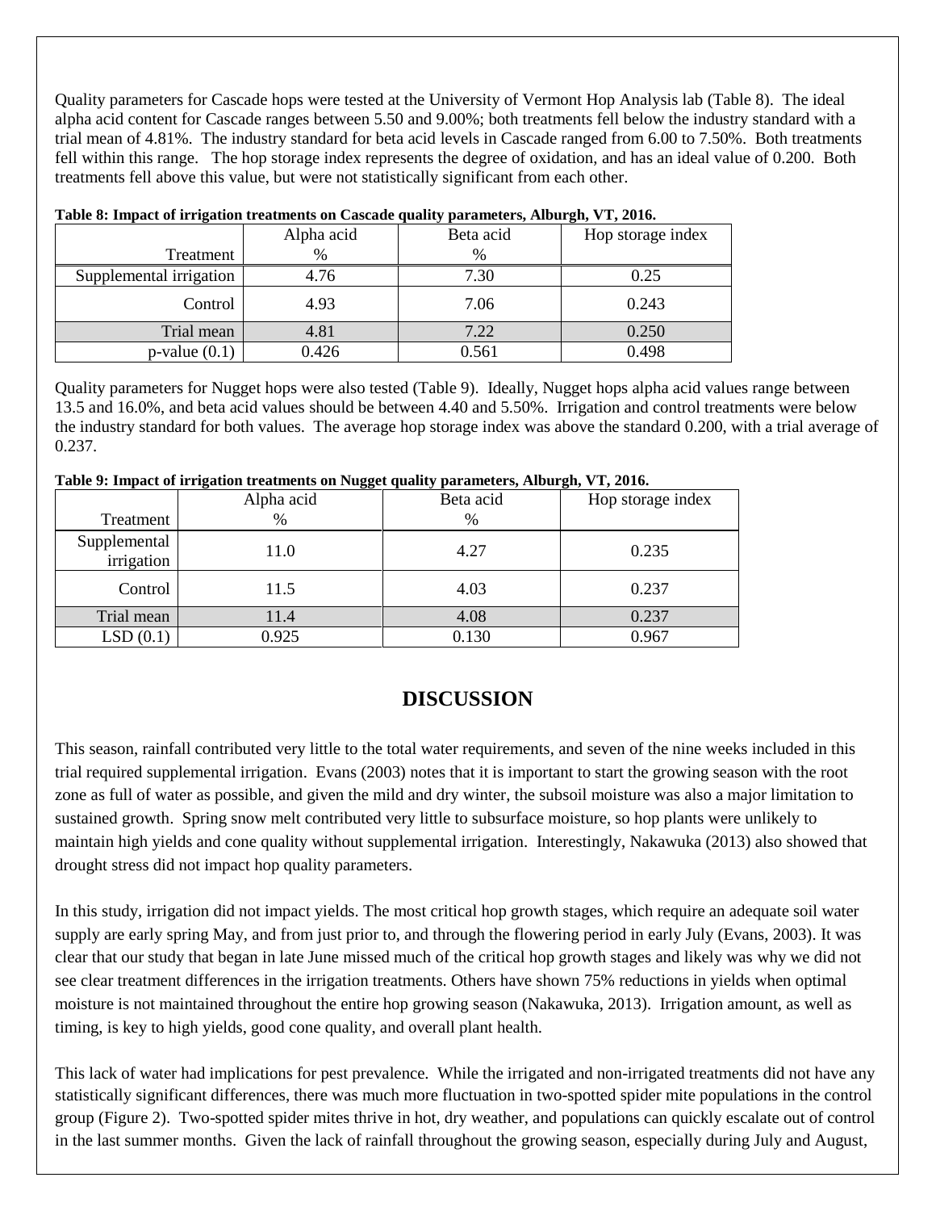Quality parameters for Cascade hops were tested at the University of Vermont Hop Analysis lab (Table 8). The ideal alpha acid content for Cascade ranges between 5.50 and 9.00%; both treatments fell below the industry standard with a trial mean of 4.81%. The industry standard for beta acid levels in Cascade ranged from 6.00 to 7.50%. Both treatments fell within this range. The hop storage index represents the degree of oxidation, and has an ideal value of 0.200. Both treatments fell above this value, but were not statistically significant from each other.

**Table 8: Impact of irrigation treatments on Cascade quality parameters, Alburgh, VT, 2016.**

| Treatment | Alpha acid % | Beta acid % | Hop storage index |
|---|---|---|---|
| Supplemental irrigation | 4.76 | 7.30 | 0.25 |
| Control | 4.93 | 7.06 | 0.243 |
| Trial mean | 4.81 | 7.22 | 0.250 |
| p-value (0.1) | 0.426 | 0.561 | 0.498 |

Quality parameters for Nugget hops were also tested (Table 9). Ideally, Nugget hops alpha acid values range between 13.5 and 16.0%, and beta acid values should be between 4.40 and 5.50%. Irrigation and control treatments were below the industry standard for both values. The average hop storage index was above the standard 0.200, with a trial average of 0.237.

**Table 9: Impact of irrigation treatments on Nugget quality parameters, Alburgh, VT, 2016.**

| Treatment | Alpha acid % | Beta acid % | Hop storage index |
|---|---|---|---|
| Supplemental irrigation | 11.0 | 4.27 | 0.235 |
| Control | 11.5 | 4.03 | 0.237 |
| Trial mean | 11.4 | 4.08 | 0.237 |
| LSD (0.1) | 0.925 | 0.130 | 0.967 |

## DISCUSSION

This season, rainfall contributed very little to the total water requirements, and seven of the nine weeks included in this trial required supplemental irrigation. Evans (2003) notes that it is important to start the growing season with the root zone as full of water as possible, and given the mild and dry winter, the subsoil moisture was also a major limitation to sustained growth. Spring snow melt contributed very little to subsurface moisture, so hop plants were unlikely to maintain high yields and cone quality without supplemental irrigation. Interestingly, Nakawuka (2013) also showed that drought stress did not impact hop quality parameters.

In this study, irrigation did not impact yields. The most critical hop growth stages, which require an adequate soil water supply are early spring May, and from just prior to, and through the flowering period in early July (Evans, 2003). It was clear that our study that began in late June missed much of the critical hop growth stages and likely was why we did not see clear treatment differences in the irrigation treatments. Others have shown 75% reductions in yields when optimal moisture is not maintained throughout the entire hop growing season (Nakawuka, 2013). Irrigation amount, as well as timing, is key to high yields, good cone quality, and overall plant health.

This lack of water had implications for pest prevalence. While the irrigated and non-irrigated treatments did not have any statistically significant differences, there was much more fluctuation in two-spotted spider mite populations in the control group (Figure 2). Two-spotted spider mites thrive in hot, dry weather, and populations can quickly escalate out of control in the last summer months. Given the lack of rainfall throughout the growing season, especially during July and August,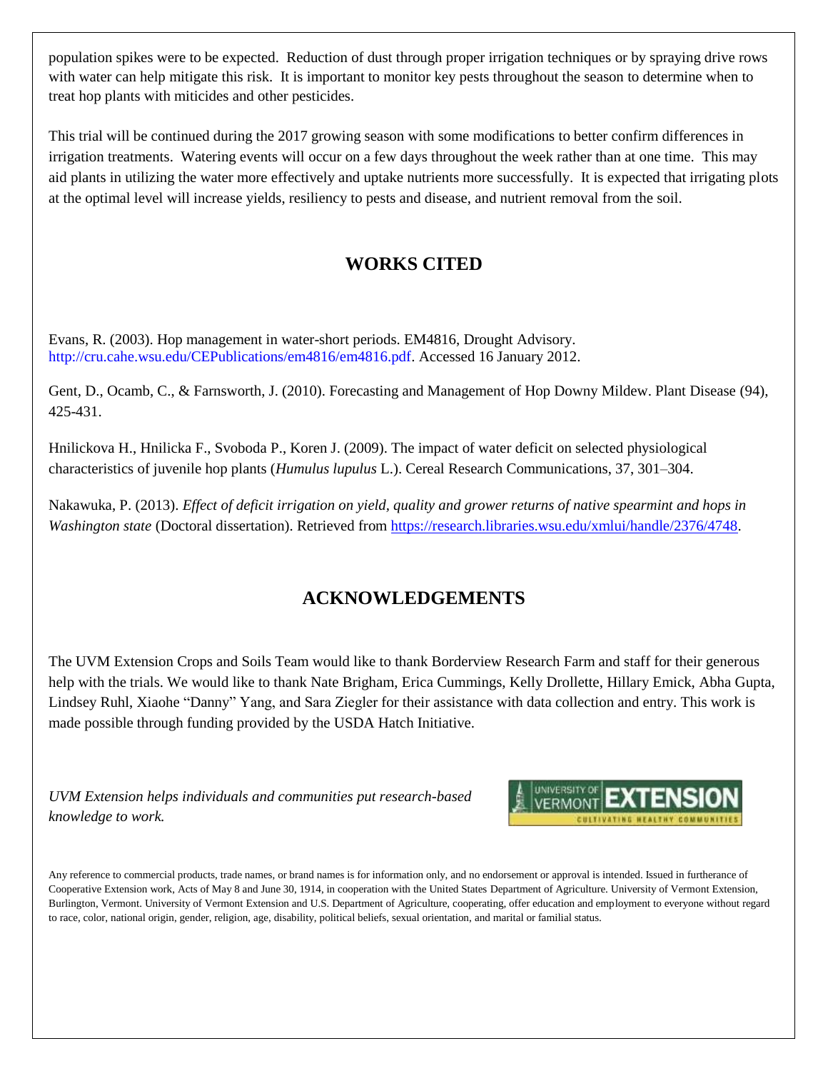population spikes were to be expected. Reduction of dust through proper irrigation techniques or by spraying drive rows with water can help mitigate this risk. It is important to monitor key pests throughout the season to determine when to treat hop plants with miticides and other pesticides.

This trial will be continued during the 2017 growing season with some modifications to better confirm differences in irrigation treatments. Watering events will occur on a few days throughout the week rather than at one time. This may aid plants in utilizing the water more effectively and uptake nutrients more successfully. It is expected that irrigating plots at the optimal level will increase yields, resiliency to pests and disease, and nutrient removal from the soil.

## WORKS CITED

Evans, R. (2003). Hop management in water-short periods. EM4816, Drought Advisory. http://cru.cahe.wsu.edu/CEPublications/em4816/em4816.pdf. Accessed 16 January 2012.

Gent, D., Ocamb, C., & Farnsworth, J. (2010). Forecasting and Management of Hop Downy Mildew. Plant Disease (94), 425-431.

Hnilickova H., Hnilicka F., Svoboda P., Koren J. (2009). The impact of water deficit on selected physiological characteristics of juvenile hop plants (*Humulus lupulus* L.). Cereal Research Communications, 37, 301–304.

Nakawuka, P. (2013). *Effect of deficit irrigation on yield, quality and grower returns of native spearmint and hops in Washington state* (Doctoral dissertation). Retrieved from https://research.libraries.wsu.edu/xmlui/handle/2376/4748.

## ACKNOWLEDGEMENTS

The UVM Extension Crops and Soils Team would like to thank Borderview Research Farm and staff for their generous help with the trials. We would like to thank Nate Brigham, Erica Cummings, Kelly Drollette, Hillary Emick, Abha Gupta, Lindsey Ruhl, Xiaohe "Danny" Yang, and Sara Ziegler for their assistance with data collection and entry. This work is made possible through funding provided by the USDA Hatch Initiative.

*UVM Extension helps individuals and communities put research-based knowledge to work.*

Any reference to commercial products, trade names, or brand names is for information only, and no endorsement or approval is intended. Issued in furtherance of Cooperative Extension work, Acts of May 8 and June 30, 1914, in cooperation with the United States Department of Agriculture. University of Vermont Extension, Burlington, Vermont. University of Vermont Extension and U.S. Department of Agriculture, cooperating, offer education and employment to everyone without regard to race, color, national origin, gender, religion, age, disability, political beliefs, sexual orientation, and marital or familial status.